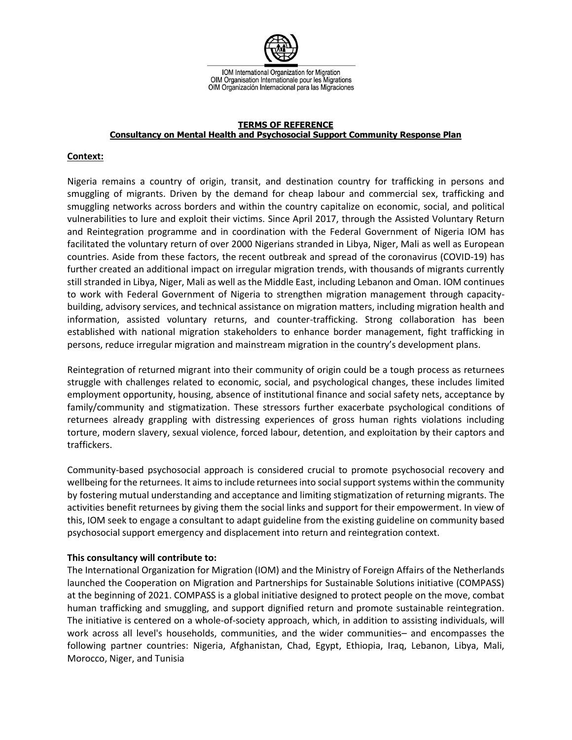IOM International Organization for Migration
OIM Organisation Internationale pour les Migrations
OIM Organización Internacional para las Migraciones

# TERMS OF REFERENCE
## Consultancy on Mental Health and Psychosocial Support Community Response Plan

**Context:**

Nigeria remains a country of origin, transit, and destination country for trafficking in persons and smuggling of migrants. Driven by the demand for cheap labour and commercial sex, trafficking and smuggling networks across borders and within the country capitalize on economic, social, and political vulnerabilities to lure and exploit their victims. Since April 2017, through the Assisted Voluntary Return and Reintegration programme and in coordination with the Federal Government of Nigeria IOM has facilitated the voluntary return of over 2000 Nigerians stranded in Libya, Niger, Mali as well as European countries. Aside from these factors, the recent outbreak and spread of the coronavirus (COVID-19) has further created an additional impact on irregular migration trends, with thousands of migrants currently still stranded in Libya, Niger, Mali as well as the Middle East, including Lebanon and Oman. IOM continues to work with Federal Government of Nigeria to strengthen migration management through capacity-building, advisory services, and technical assistance on migration matters, including migration health and information, assisted voluntary returns, and counter-trafficking. Strong collaboration has been established with national migration stakeholders to enhance border management, fight trafficking in persons, reduce irregular migration and mainstream migration in the country's development plans.

Reintegration of returned migrant into their community of origin could be a tough process as returnees struggle with challenges related to economic, social, and psychological changes, these includes limited employment opportunity, housing, absence of institutional finance and social safety nets, acceptance by family/community and stigmatization. These stressors further exacerbate psychological conditions of returnees already grappling with distressing experiences of gross human rights violations including torture, modern slavery, sexual violence, forced labour, detention, and exploitation by their captors and traffickers.

Community-based psychosocial approach is considered crucial to promote psychosocial recovery and wellbeing for the returnees. It aims to include returnees into social support systems within the community by fostering mutual understanding and acceptance and limiting stigmatization of returning migrants. The activities benefit returnees by giving them the social links and support for their empowerment. In view of this, IOM seek to engage a consultant to adapt guideline from the existing guideline on community based psychosocial support emergency and displacement into return and reintegration context.

**This consultancy will contribute to:**

The International Organization for Migration (IOM) and the Ministry of Foreign Affairs of the Netherlands launched the Cooperation on Migration and Partnerships for Sustainable Solutions initiative (COMPASS) at the beginning of 2021. COMPASS is a global initiative designed to protect people on the move, combat human trafficking and smuggling, and support dignified return and promote sustainable reintegration. The initiative is centered on a whole-of-society approach, which, in addition to assisting individuals, will work across all level's households, communities, and the wider communities– and encompasses the following partner countries: Nigeria, Afghanistan, Chad, Egypt, Ethiopia, Iraq, Lebanon, Libya, Mali, Morocco, Niger, and Tunisia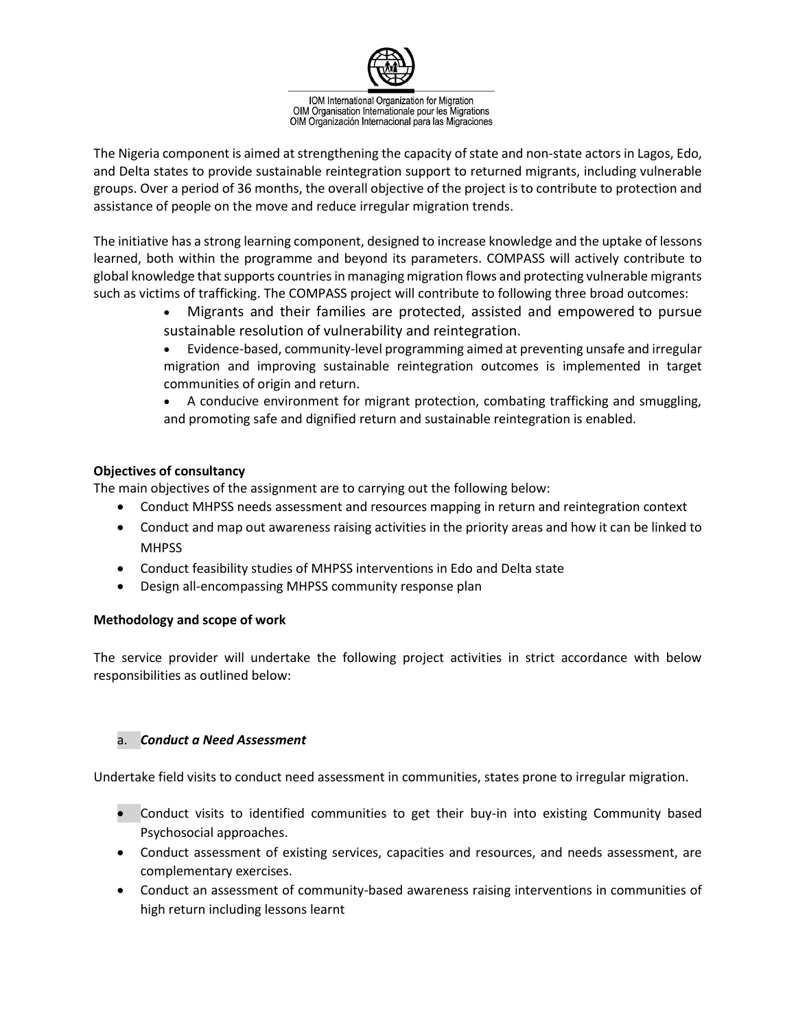The Nigeria component is aimed at strengthening the capacity of state and non-state actors in Lagos, Edo, and Delta states to provide sustainable reintegration support to returned migrants, including vulnerable groups. Over a period of 36 months, the overall objective of the project is to contribute to protection and assistance of people on the move and reduce irregular migration trends.

The initiative has a strong learning component, designed to increase knowledge and the uptake of lessons learned, both within the programme and beyond its parameters. COMPASS will actively contribute to global knowledge that supports countries in managing migration flows and protecting vulnerable migrants such as victims of trafficking. The COMPASS project will contribute to following three broad outcomes:

- Migrants and their families are protected, assisted and empowered to pursue sustainable resolution of vulnerability and reintegration.
- Evidence-based, community-level programming aimed at preventing unsafe and irregular migration and improving sustainable reintegration outcomes is implemented in target communities of origin and return.
- A conducive environment for migrant protection, combating trafficking and smuggling, and promoting safe and dignified return and sustainable reintegration is enabled.

**Objectives of consultancy**

The main objectives of the assignment are to carrying out the following below:

- Conduct MHPSS needs assessment and resources mapping in return and reintegration context
- Conduct and map out awareness raising activities in the priority areas and how it can be linked to MHPSS
- Conduct feasibility studies of MHPSS interventions in Edo and Delta state
- Design all-encompassing MHPSS community response plan

**Methodology and scope of work**

The service provider will undertake the following project activities in strict accordance with below responsibilities as outlined below:

a. ***Conduct a Need Assessment***

Undertake field visits to conduct need assessment in communities, states prone to irregular migration.

- Conduct visits to identified communities to get their buy-in into existing Community based Psychosocial approaches.
- Conduct assessment of existing services, capacities and resources, and needs assessment, are complementary exercises.
- Conduct an assessment of community-based awareness raising interventions in communities of high return including lessons learnt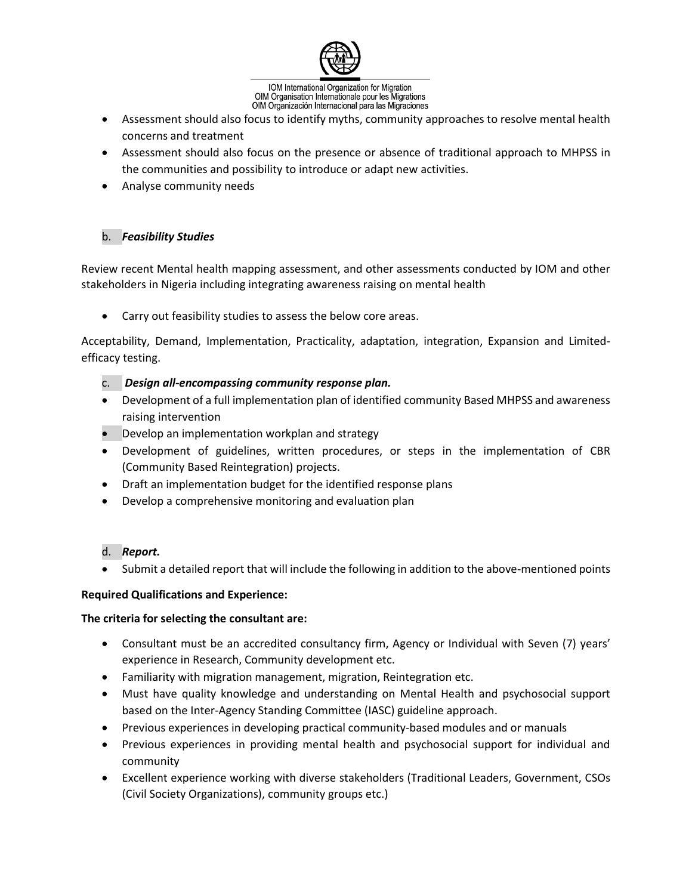- Assessment should also focus to identify myths, community approaches to resolve mental health concerns and treatment
- Assessment should also focus on the presence or absence of traditional approach to MHPSS in the communities and possibility to introduce or adapt new activities.
- Analyse community needs

b. ***Feasibility Studies***

Review recent Mental health mapping assessment, and other assessments conducted by IOM and other stakeholders in Nigeria including integrating awareness raising on mental health

- Carry out feasibility studies to assess the below core areas.

Acceptability, Demand, Implementation, Practicality, adaptation, integration, Expansion and Limited-efficacy testing.

c. ***Design all-encompassing community response plan.***

- Development of a full implementation plan of identified community Based MHPSS and awareness raising intervention
- Develop an implementation workplan and strategy
- Development of guidelines, written procedures, or steps in the implementation of CBR (Community Based Reintegration) projects.
- Draft an implementation budget for the identified response plans
- Develop a comprehensive monitoring and evaluation plan

d. ***Report.***

- Submit a detailed report that will include the following in addition to the above-mentioned points

**Required Qualifications and Experience:**

**The criteria for selecting the consultant are:**

- Consultant must be an accredited consultancy firm, Agency or Individual with Seven (7) years' experience in Research, Community development etc.
- Familiarity with migration management, migration, Reintegration etc.
- Must have quality knowledge and understanding on Mental Health and psychosocial support based on the Inter-Agency Standing Committee (IASC) guideline approach.
- Previous experiences in developing practical community-based modules and or manuals
- Previous experiences in providing mental health and psychosocial support for individual and community
- Excellent experience working with diverse stakeholders (Traditional Leaders, Government, CSOs (Civil Society Organizations), community groups etc.)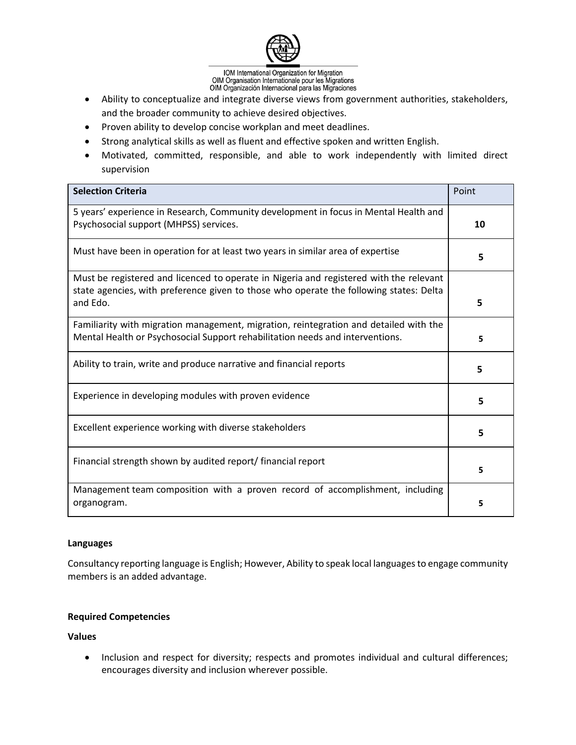- Ability to conceptualize and integrate diverse views from government authorities, stakeholders, and the broader community to achieve desired objectives.
- Proven ability to develop concise workplan and meet deadlines.
- Strong analytical skills as well as fluent and effective spoken and written English.
- Motivated, committed, responsible, and able to work independently with limited direct supervision

| Selection Criteria | Point |
| --- | --- |
| 5 years' experience in Research, Community development in focus in Mental Health and Psychosocial support (MHPSS) services. | **10** |
| Must have been in operation for at least two years in similar area of expertise | **5** |
| Must be registered and licenced to operate in Nigeria and registered with the relevant state agencies, with preference given to those who operate the following states: Delta and Edo. | **5** |
| Familiarity with migration management, migration, reintegration and detailed with the Mental Health or Psychosocial Support rehabilitation needs and interventions. | **5** |
| Ability to train, write and produce narrative and financial reports | **5** |
| Experience in developing modules with proven evidence | **5** |
| Excellent experience working with diverse stakeholders | **5** |
| Financial strength shown by audited report/ financial report | **5** |
| Management team composition with a proven record of accomplishment, including organogram. | **5** |

**Languages**

Consultancy reporting language is English; However, Ability to speak local languages to engage community members is an added advantage.

**Required Competencies**

**Values**

- Inclusion and respect for diversity; respects and promotes individual and cultural differences; encourages diversity and inclusion wherever possible.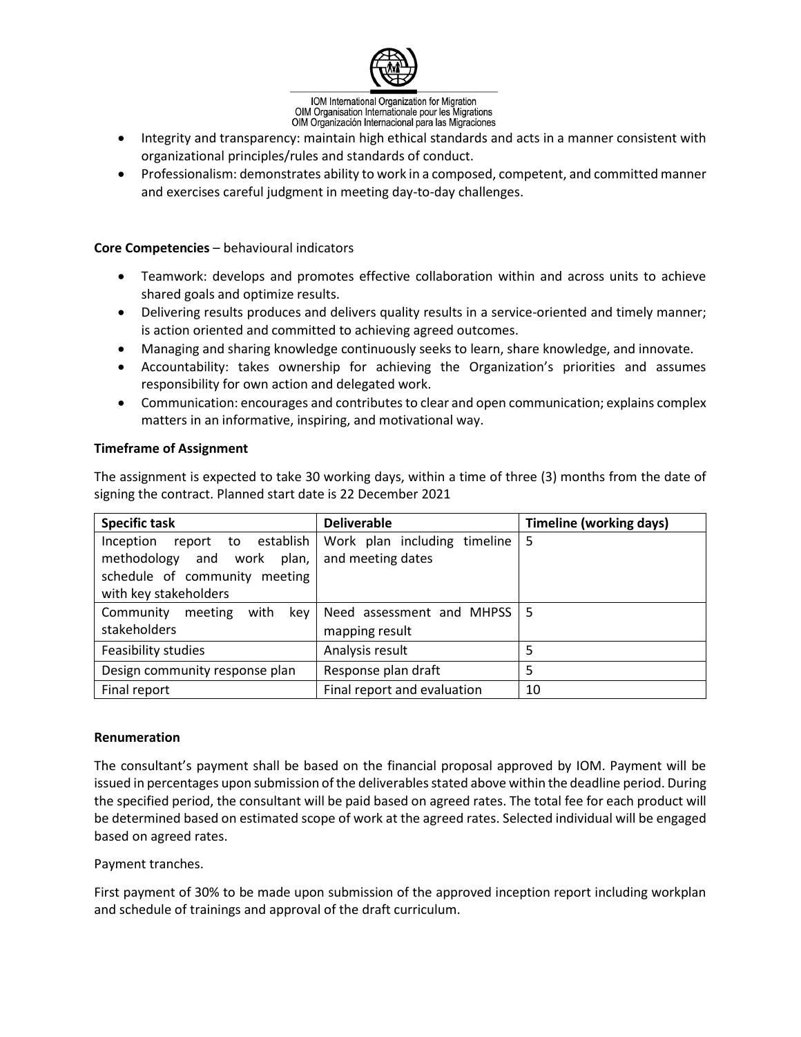- Integrity and transparency: maintain high ethical standards and acts in a manner consistent with organizational principles/rules and standards of conduct.
- Professionalism: demonstrates ability to work in a composed, competent, and committed manner and exercises careful judgment in meeting day-to-day challenges.

**Core Competencies** – behavioural indicators

- Teamwork: develops and promotes effective collaboration within and across units to achieve shared goals and optimize results.
- Delivering results produces and delivers quality results in a service-oriented and timely manner; is action oriented and committed to achieving agreed outcomes.
- Managing and sharing knowledge continuously seeks to learn, share knowledge, and innovate.
- Accountability: takes ownership for achieving the Organization's priorities and assumes responsibility for own action and delegated work.
- Communication: encourages and contributes to clear and open communication; explains complex matters in an informative, inspiring, and motivational way.

**Timeframe of Assignment**

The assignment is expected to take 30 working days, within a time of three (3) months from the date of signing the contract. Planned start date is 22 December 2021

| Specific task | Deliverable | Timeline (working days) |
|---|---|---|
| Inception report to establish methodology and work plan, schedule of community meeting with key stakeholders | Work plan including timeline and meeting dates | 5 |
| Community meeting with key stakeholders | Need assessment and MHPSS mapping result | 5 |
| Feasibility studies | Analysis result | 5 |
| Design community response plan | Response plan draft | 5 |
| Final report | Final report and evaluation | 10 |

**Renumeration**

The consultant's payment shall be based on the financial proposal approved by IOM. Payment will be issued in percentages upon submission of the deliverables stated above within the deadline period. During the specified period, the consultant will be paid based on agreed rates. The total fee for each product will be determined based on estimated scope of work at the agreed rates. Selected individual will be engaged based on agreed rates.

Payment tranches.

First payment of 30% to be made upon submission of the approved inception report including workplan and schedule of trainings and approval of the draft curriculum.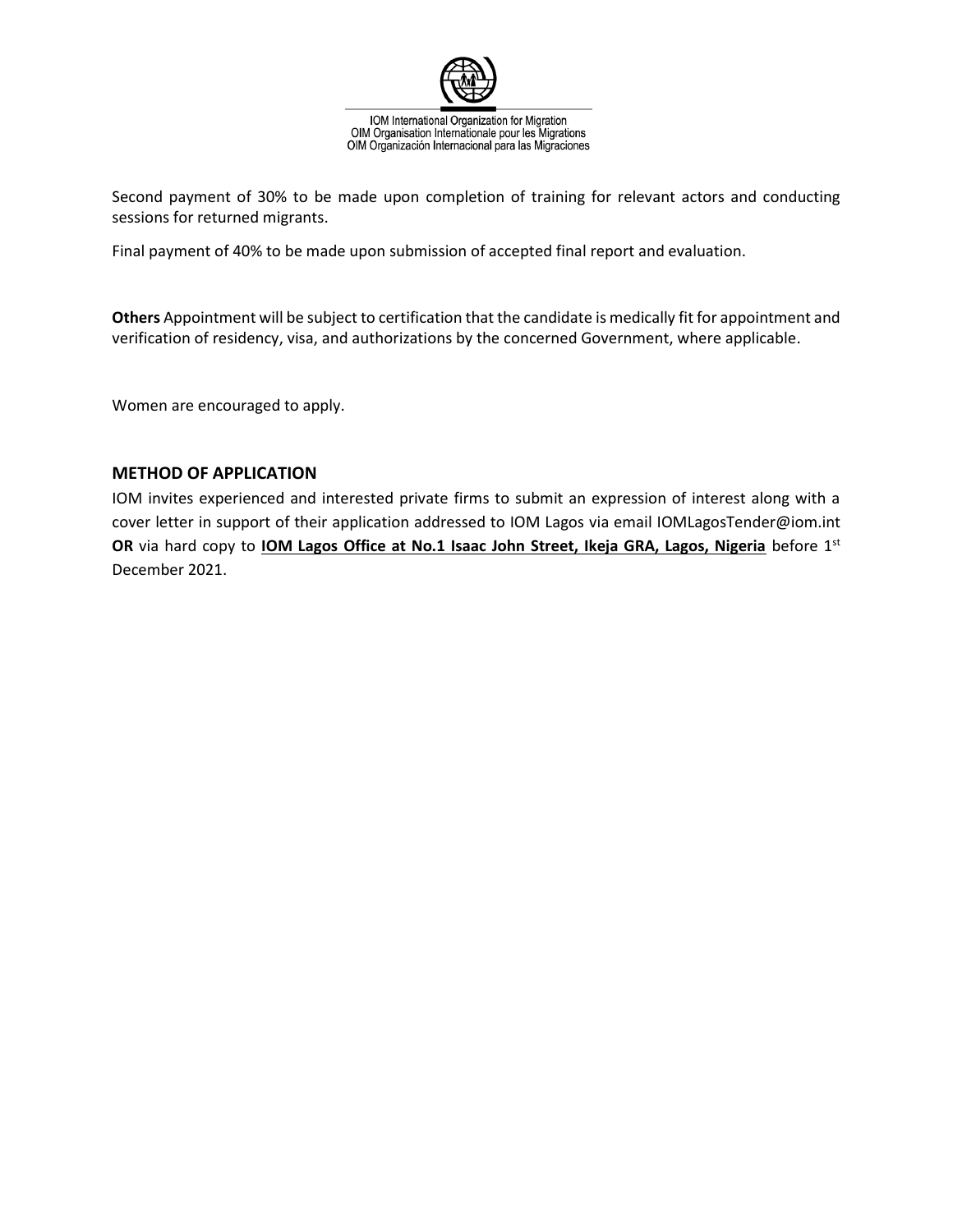Second payment of 30% to be made upon completion of training for relevant actors and conducting sessions for returned migrants.

Final payment of 40% to be made upon submission of accepted final report and evaluation.

**Others** Appointment will be subject to certification that the candidate is medically fit for appointment and verification of residency, visa, and authorizations by the concerned Government, where applicable.

Women are encouraged to apply.

### METHOD OF APPLICATION

IOM invites experienced and interested private firms to submit an expression of interest along with a cover letter in support of their application addressed to IOM Lagos via email IOMLagosTender@iom.int **OR** via hard copy to **IOM Lagos Office at No.1 Isaac John Street, Ikeja GRA, Lagos, Nigeria** before 1st December 2021.